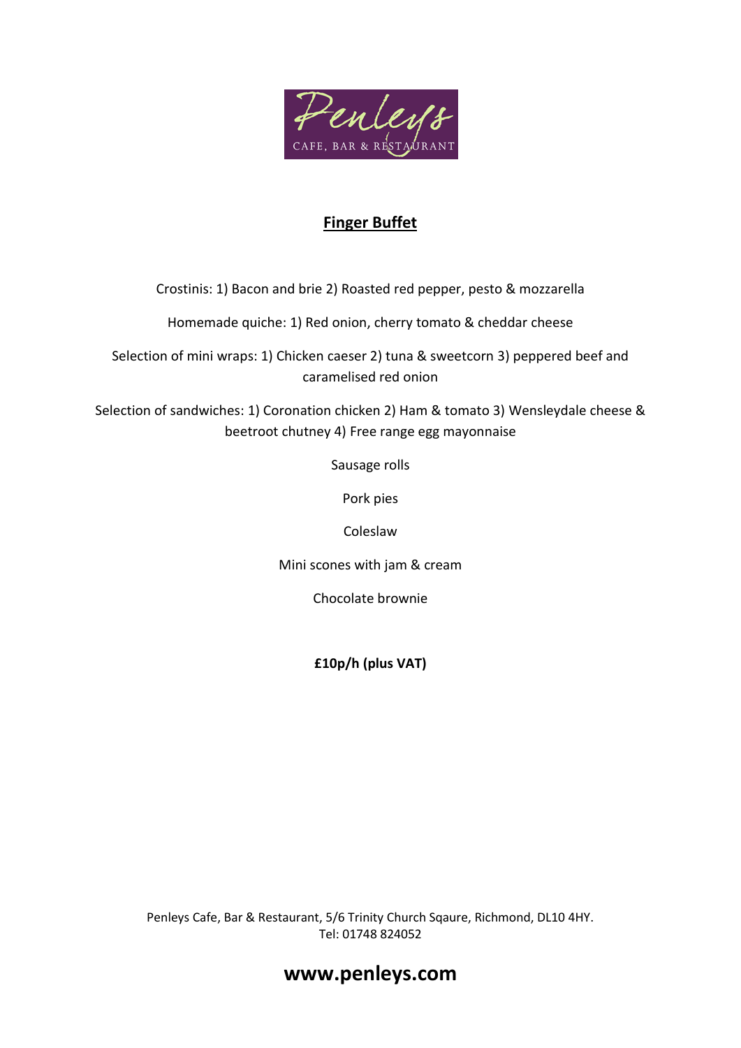Penleys
CAFE, BAR & RESTAURANT

## Finger Buffet

Crostinis: 1) Bacon and brie 2) Roasted red pepper, pesto & mozzarella

Homemade quiche: 1) Red onion, cherry tomato & cheddar cheese

Selection of mini wraps: 1) Chicken caeser 2) tuna & sweetcorn 3) peppered beef and caramelised red onion

Selection of sandwiches: 1) Coronation chicken 2) Ham & tomato 3) Wensleydale cheese & beetroot chutney 4) Free range egg mayonnaise

Sausage rolls

Pork pies

Coleslaw

Mini scones with jam & cream

Chocolate brownie

**£10p/h (plus VAT)**

Penleys Cafe, Bar & Restaurant, 5/6 Trinity Church Sqaure, Richmond, DL10 4HY.
Tel: 01748 824052

## www.penleys.com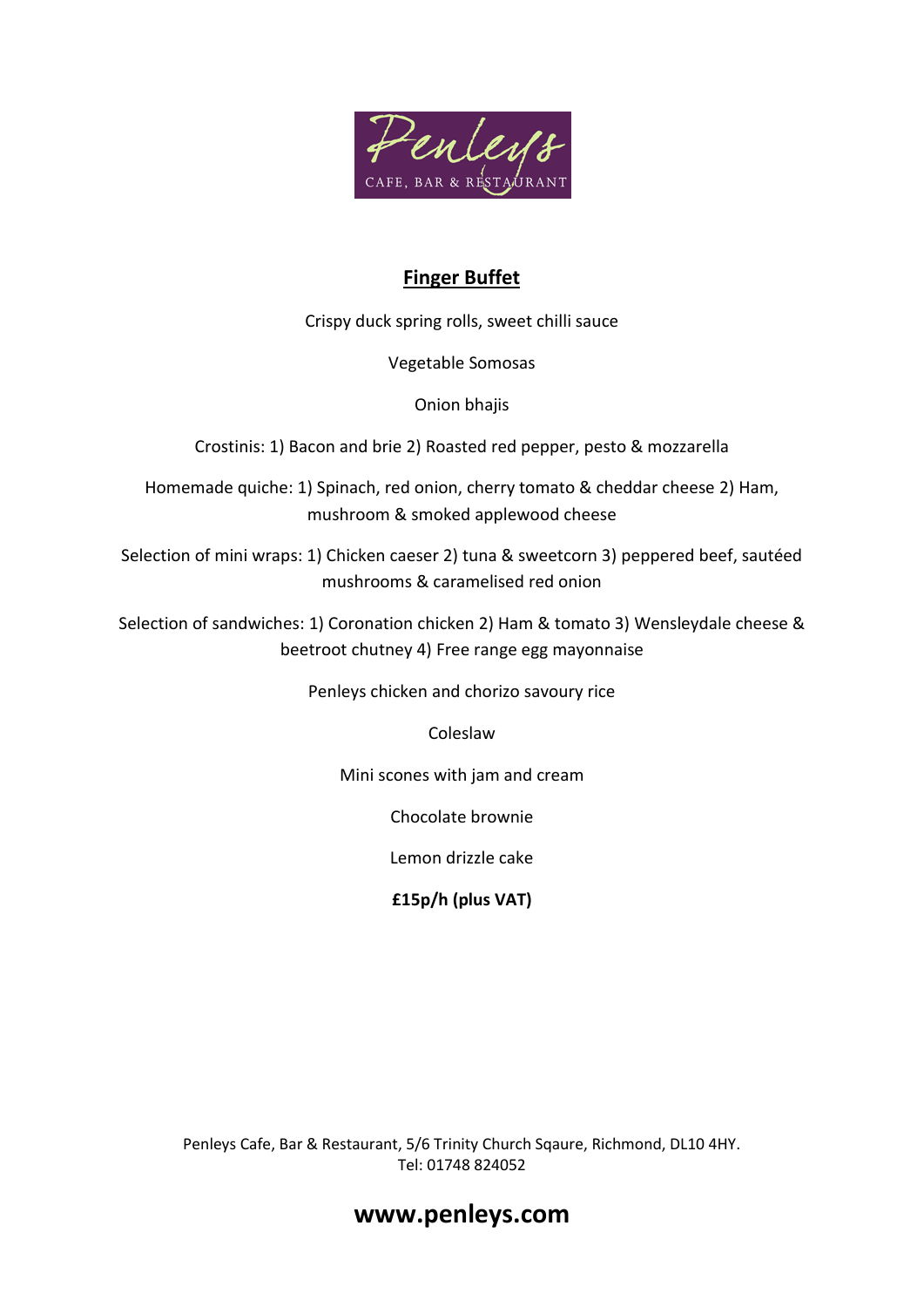Penleys

CAFE, BAR & RESTAURANT

## Finger Buffet

Crispy duck spring rolls, sweet chilli sauce

Vegetable Somosas

Onion bhajis

Crostinis: 1) Bacon and brie 2) Roasted red pepper, pesto & mozzarella

Homemade quiche: 1) Spinach, red onion, cherry tomato & cheddar cheese 2) Ham, mushroom & smoked applewood cheese

Selection of mini wraps: 1) Chicken caeser 2) tuna & sweetcorn 3) peppered beef, sautéed mushrooms & caramelised red onion

Selection of sandwiches: 1) Coronation chicken 2) Ham & tomato 3) Wensleydale cheese & beetroot chutney 4) Free range egg mayonnaise

Penleys chicken and chorizo savoury rice

Coleslaw

Mini scones with jam and cream

Chocolate brownie

Lemon drizzle cake

**£15p/h (plus VAT)**

Penleys Cafe, Bar & Restaurant, 5/6 Trinity Church Sqaure, Richmond, DL10 4HY.
Tel: 01748 824052

**www.penleys.com**